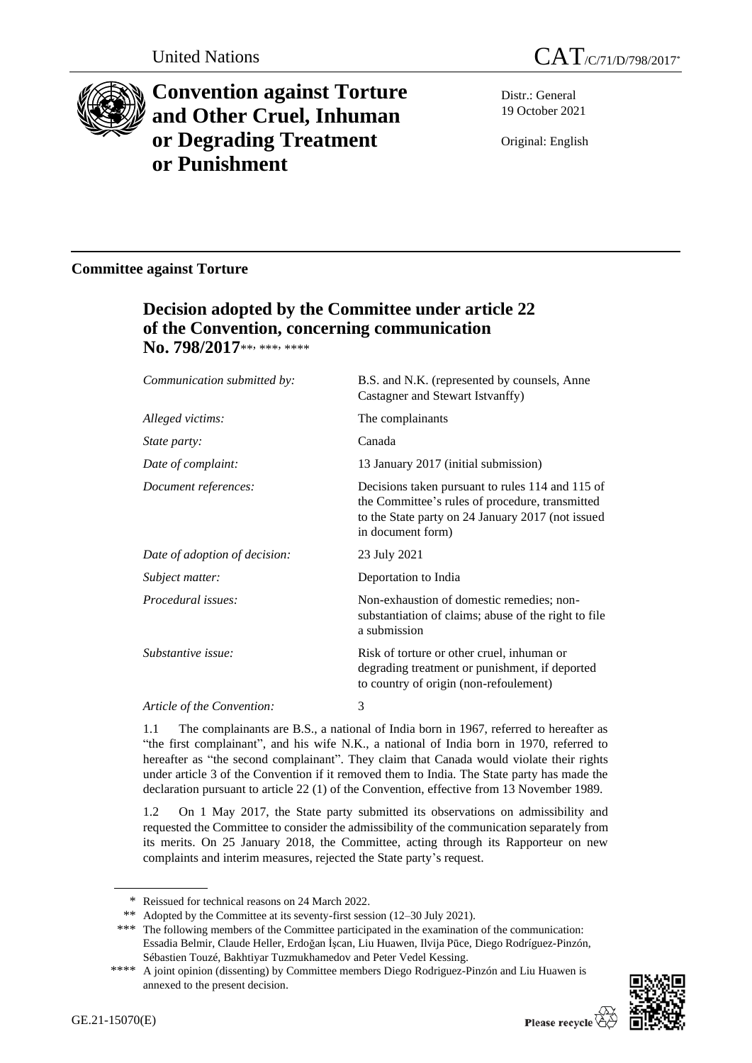United Nations

CAT/C/71/D/798/2017*

# Convention against Torture and Other Cruel, Inhuman or Degrading Treatment or Punishment

Distr.: General
19 October 2021

Original: English

## Committee against Torture

### Decision adopted by the Committee under article 22 of the Convention, concerning communication No. 798/2017**, ***, ****

| | |
|---|---|
| *Communication submitted by:* | B.S. and N.K. (represented by counsels, Anne Castagner and Stewart Istvanffy) |
| *Alleged victims:* | The complainants |
| *State party:* | Canada |
| *Date of complaint:* | 13 January 2017 (initial submission) |
| *Document references:* | Decisions taken pursuant to rules 114 and 115 of the Committee's rules of procedure, transmitted to the State party on 24 January 2017 (not issued in document form) |
| *Date of adoption of decision:* | 23 July 2021 |
| *Subject matter:* | Deportation to India |
| *Procedural issues:* | Non-exhaustion of domestic remedies; non-substantiation of claims; abuse of the right to file a submission |
| *Substantive issue:* | Risk of torture or other cruel, inhuman or degrading treatment or punishment, if deported to country of origin (non-refoulement) |
| *Article of the Convention:* | 3 |

1.1 The complainants are B.S., a national of India born in 1967, referred to hereafter as "the first complainant", and his wife N.K., a national of India born in 1970, referred to hereafter as "the second complainant". They claim that Canada would violate their rights under article 3 of the Convention if it removed them to India. The State party has made the declaration pursuant to article 22 (1) of the Convention, effective from 13 November 1989.

1.2 On 1 May 2017, the State party submitted its observations on admissibility and requested the Committee to consider the admissibility of the communication separately from its merits. On 25 January 2018, the Committee, acting through its Rapporteur on new complaints and interim measures, rejected the State party's request.

\* Reissued for technical reasons on 24 March 2022.

\*\* Adopted by the Committee at its seventy-first session (12–30 July 2021).

\*\*\* The following members of the Committee participated in the examination of the communication: Essadia Belmir, Claude Heller, Erdoğan İşcan, Liu Huawen, Ilvija Pūce, Diego Rodríguez-Pinzón, Sébastien Touzé, Bakhtiyar Tuzmukhamedov and Peter Vedel Kessing.

\*\*\*\* A joint opinion (dissenting) by Committee members Diego Rodriguez-Pinzón and Liu Huawen is annexed to the present decision.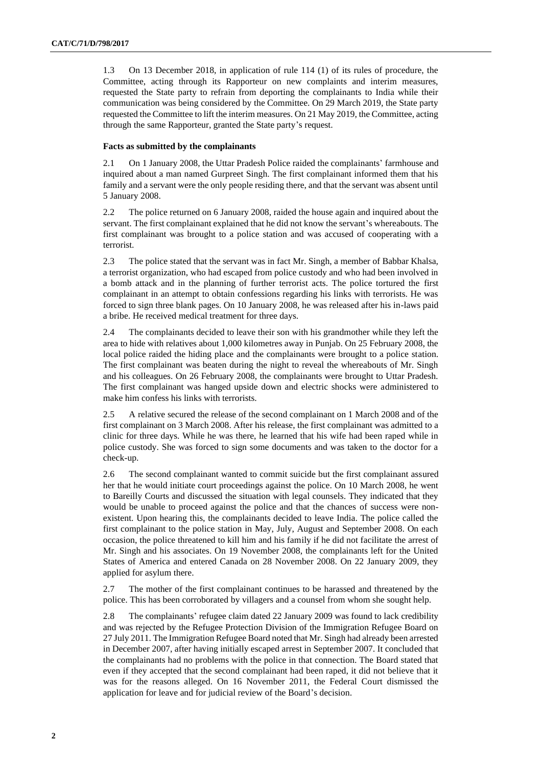1.3 On 13 December 2018, in application of rule 114 (1) of its rules of procedure, the Committee, acting through its Rapporteur on new complaints and interim measures, requested the State party to refrain from deporting the complainants to India while their communication was being considered by the Committee. On 29 March 2019, the State party requested the Committee to lift the interim measures. On 21 May 2019, the Committee, acting through the same Rapporteur, granted the State party's request.

### Facts as submitted by the complainants

2.1 On 1 January 2008, the Uttar Pradesh Police raided the complainants' farmhouse and inquired about a man named Gurpreet Singh. The first complainant informed them that his family and a servant were the only people residing there, and that the servant was absent until 5 January 2008.

2.2 The police returned on 6 January 2008, raided the house again and inquired about the servant. The first complainant explained that he did not know the servant's whereabouts. The first complainant was brought to a police station and was accused of cooperating with a terrorist.

2.3 The police stated that the servant was in fact Mr. Singh, a member of Babbar Khalsa, a terrorist organization, who had escaped from police custody and who had been involved in a bomb attack and in the planning of further terrorist acts. The police tortured the first complainant in an attempt to obtain confessions regarding his links with terrorists. He was forced to sign three blank pages. On 10 January 2008, he was released after his in-laws paid a bribe. He received medical treatment for three days.

2.4 The complainants decided to leave their son with his grandmother while they left the area to hide with relatives about 1,000 kilometres away in Punjab. On 25 February 2008, the local police raided the hiding place and the complainants were brought to a police station. The first complainant was beaten during the night to reveal the whereabouts of Mr. Singh and his colleagues. On 26 February 2008, the complainants were brought to Uttar Pradesh. The first complainant was hanged upside down and electric shocks were administered to make him confess his links with terrorists.

2.5 A relative secured the release of the second complainant on 1 March 2008 and of the first complainant on 3 March 2008. After his release, the first complainant was admitted to a clinic for three days. While he was there, he learned that his wife had been raped while in police custody. She was forced to sign some documents and was taken to the doctor for a check-up.

2.6 The second complainant wanted to commit suicide but the first complainant assured her that he would initiate court proceedings against the police. On 10 March 2008, he went to Bareilly Courts and discussed the situation with legal counsels. They indicated that they would be unable to proceed against the police and that the chances of success were non-existent. Upon hearing this, the complainants decided to leave India. The police called the first complainant to the police station in May, July, August and September 2008. On each occasion, the police threatened to kill him and his family if he did not facilitate the arrest of Mr. Singh and his associates. On 19 November 2008, the complainants left for the United States of America and entered Canada on 28 November 2008. On 22 January 2009, they applied for asylum there.

2.7 The mother of the first complainant continues to be harassed and threatened by the police. This has been corroborated by villagers and a counsel from whom she sought help.

2.8 The complainants' refugee claim dated 22 January 2009 was found to lack credibility and was rejected by the Refugee Protection Division of the Immigration Refugee Board on 27 July 2011. The Immigration Refugee Board noted that Mr. Singh had already been arrested in December 2007, after having initially escaped arrest in September 2007. It concluded that the complainants had no problems with the police in that connection. The Board stated that even if they accepted that the second complainant had been raped, it did not believe that it was for the reasons alleged. On 16 November 2011, the Federal Court dismissed the application for leave and for judicial review of the Board's decision.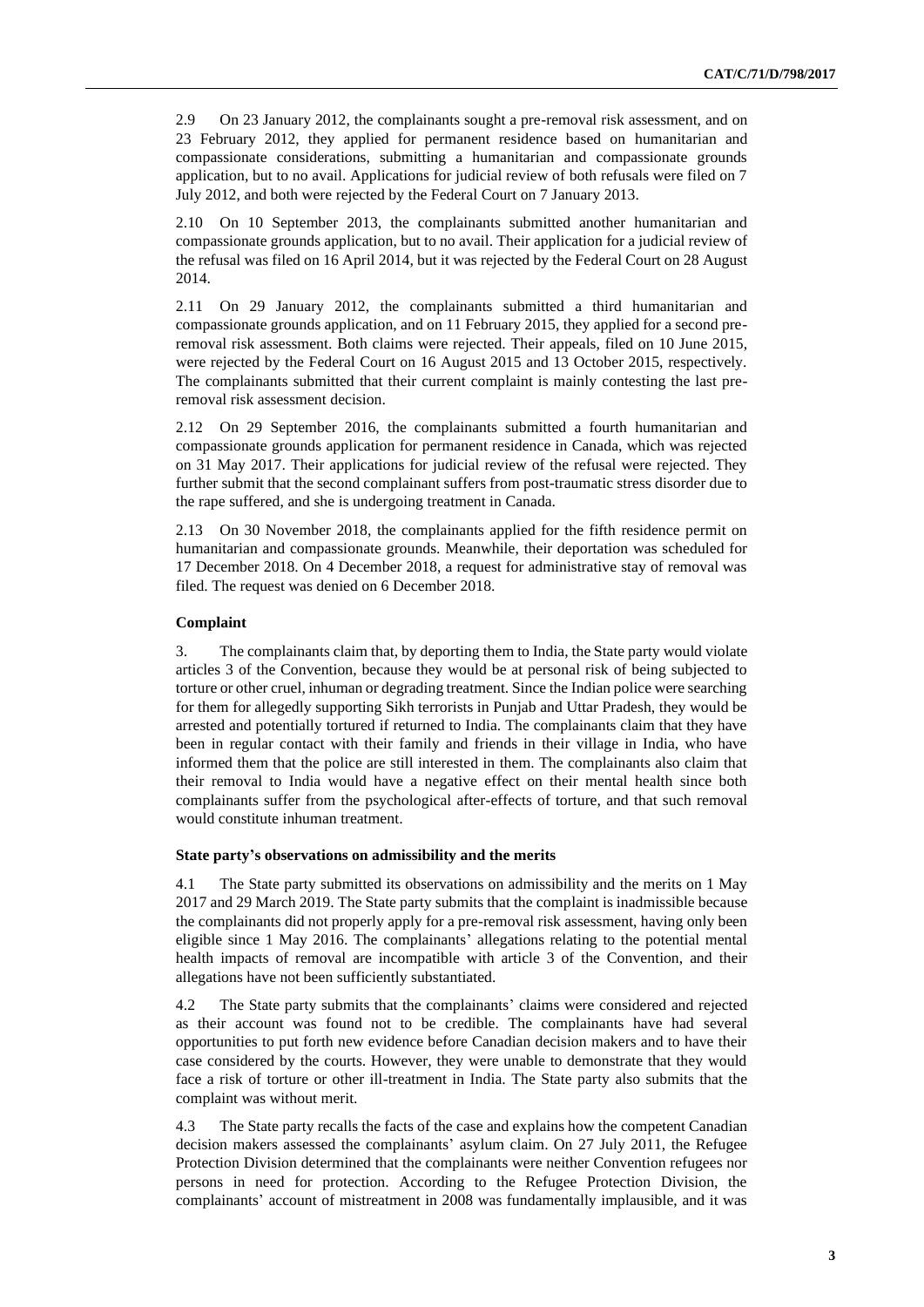2.9 On 23 January 2012, the complainants sought a pre-removal risk assessment, and on 23 February 2012, they applied for permanent residence based on humanitarian and compassionate considerations, submitting a humanitarian and compassionate grounds application, but to no avail. Applications for judicial review of both refusals were filed on 7 July 2012, and both were rejected by the Federal Court on 7 January 2013.

2.10 On 10 September 2013, the complainants submitted another humanitarian and compassionate grounds application, but to no avail. Their application for a judicial review of the refusal was filed on 16 April 2014, but it was rejected by the Federal Court on 28 August 2014.

2.11 On 29 January 2012, the complainants submitted a third humanitarian and compassionate grounds application, and on 11 February 2015, they applied for a second pre-removal risk assessment. Both claims were rejected. Their appeals, filed on 10 June 2015, were rejected by the Federal Court on 16 August 2015 and 13 October 2015, respectively. The complainants submitted that their current complaint is mainly contesting the last pre-removal risk assessment decision.

2.12 On 29 September 2016, the complainants submitted a fourth humanitarian and compassionate grounds application for permanent residence in Canada, which was rejected on 31 May 2017. Their applications for judicial review of the refusal were rejected. They further submit that the second complainant suffers from post-traumatic stress disorder due to the rape suffered, and she is undergoing treatment in Canada.

2.13 On 30 November 2018, the complainants applied for the fifth residence permit on humanitarian and compassionate grounds. Meanwhile, their deportation was scheduled for 17 December 2018. On 4 December 2018, a request for administrative stay of removal was filed. The request was denied on 6 December 2018.

### Complaint

3. The complainants claim that, by deporting them to India, the State party would violate articles 3 of the Convention, because they would be at personal risk of being subjected to torture or other cruel, inhuman or degrading treatment. Since the Indian police were searching for them for allegedly supporting Sikh terrorists in Punjab and Uttar Pradesh, they would be arrested and potentially tortured if returned to India. The complainants claim that they have been in regular contact with their family and friends in their village in India, who have informed them that the police are still interested in them. The complainants also claim that their removal to India would have a negative effect on their mental health since both complainants suffer from the psychological after-effects of torture, and that such removal would constitute inhuman treatment.

### State party's observations on admissibility and the merits

4.1 The State party submitted its observations on admissibility and the merits on 1 May 2017 and 29 March 2019. The State party submits that the complaint is inadmissible because the complainants did not properly apply for a pre-removal risk assessment, having only been eligible since 1 May 2016. The complainants' allegations relating to the potential mental health impacts of removal are incompatible with article 3 of the Convention, and their allegations have not been sufficiently substantiated.

4.2 The State party submits that the complainants' claims were considered and rejected as their account was found not to be credible. The complainants have had several opportunities to put forth new evidence before Canadian decision makers and to have their case considered by the courts. However, they were unable to demonstrate that they would face a risk of torture or other ill-treatment in India. The State party also submits that the complaint was without merit.

4.3 The State party recalls the facts of the case and explains how the competent Canadian decision makers assessed the complainants' asylum claim. On 27 July 2011, the Refugee Protection Division determined that the complainants were neither Convention refugees nor persons in need for protection. According to the Refugee Protection Division, the complainants' account of mistreatment in 2008 was fundamentally implausible, and it was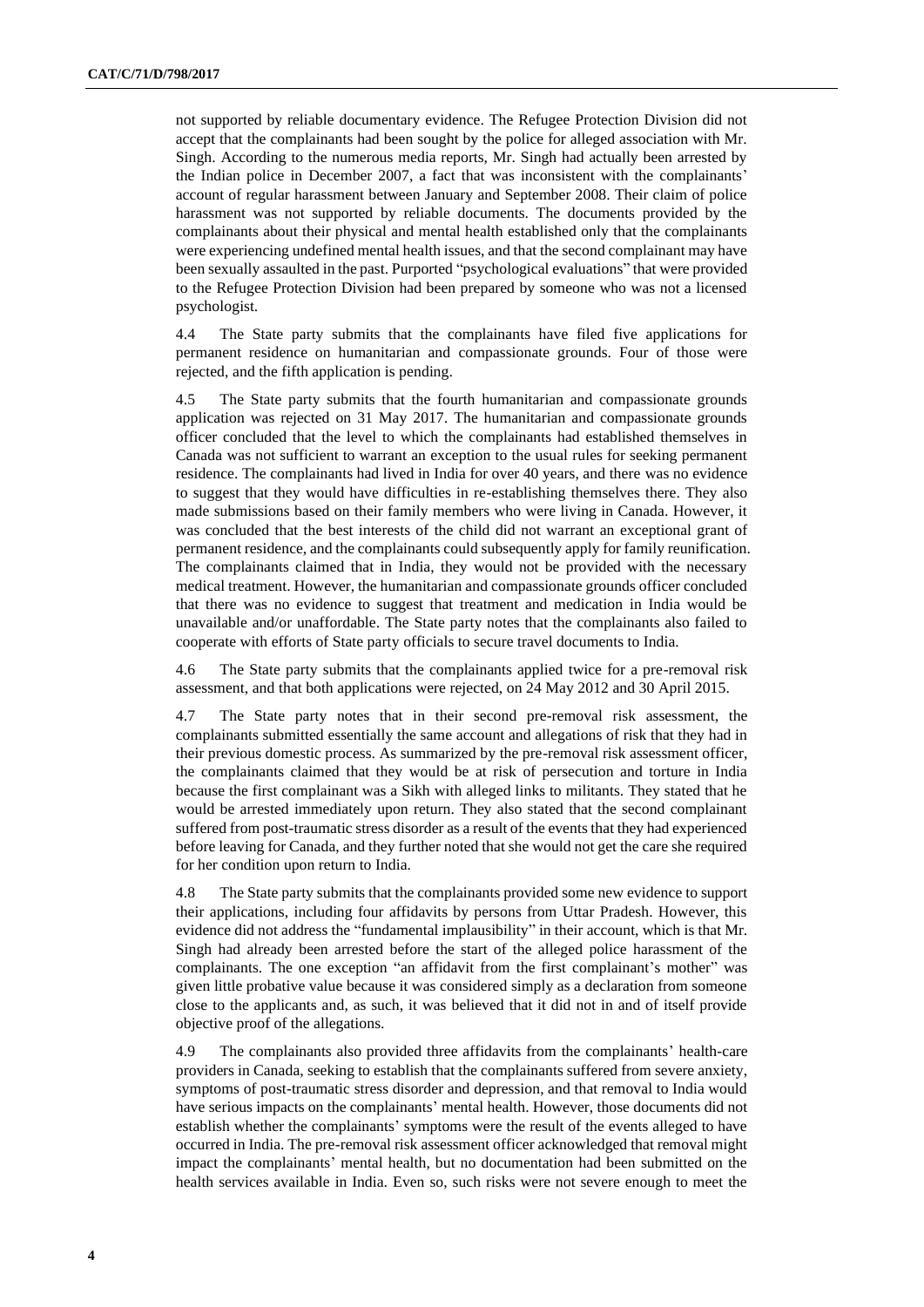not supported by reliable documentary evidence. The Refugee Protection Division did not accept that the complainants had been sought by the police for alleged association with Mr. Singh. According to the numerous media reports, Mr. Singh had actually been arrested by the Indian police in December 2007, a fact that was inconsistent with the complainants' account of regular harassment between January and September 2008. Their claim of police harassment was not supported by reliable documents. The documents provided by the complainants about their physical and mental health established only that the complainants were experiencing undefined mental health issues, and that the second complainant may have been sexually assaulted in the past. Purported "psychological evaluations" that were provided to the Refugee Protection Division had been prepared by someone who was not a licensed psychologist.

4.4 The State party submits that the complainants have filed five applications for permanent residence on humanitarian and compassionate grounds. Four of those were rejected, and the fifth application is pending.

4.5 The State party submits that the fourth humanitarian and compassionate grounds application was rejected on 31 May 2017. The humanitarian and compassionate grounds officer concluded that the level to which the complainants had established themselves in Canada was not sufficient to warrant an exception to the usual rules for seeking permanent residence. The complainants had lived in India for over 40 years, and there was no evidence to suggest that they would have difficulties in re-establishing themselves there. They also made submissions based on their family members who were living in Canada. However, it was concluded that the best interests of the child did not warrant an exceptional grant of permanent residence, and the complainants could subsequently apply for family reunification. The complainants claimed that in India, they would not be provided with the necessary medical treatment. However, the humanitarian and compassionate grounds officer concluded that there was no evidence to suggest that treatment and medication in India would be unavailable and/or unaffordable. The State party notes that the complainants also failed to cooperate with efforts of State party officials to secure travel documents to India.

4.6 The State party submits that the complainants applied twice for a pre-removal risk assessment, and that both applications were rejected, on 24 May 2012 and 30 April 2015.

4.7 The State party notes that in their second pre-removal risk assessment, the complainants submitted essentially the same account and allegations of risk that they had in their previous domestic process. As summarized by the pre-removal risk assessment officer, the complainants claimed that they would be at risk of persecution and torture in India because the first complainant was a Sikh with alleged links to militants. They stated that he would be arrested immediately upon return. They also stated that the second complainant suffered from post-traumatic stress disorder as a result of the events that they had experienced before leaving for Canada, and they further noted that she would not get the care she required for her condition upon return to India.

4.8 The State party submits that the complainants provided some new evidence to support their applications, including four affidavits by persons from Uttar Pradesh. However, this evidence did not address the "fundamental implausibility" in their account, which is that Mr. Singh had already been arrested before the start of the alleged police harassment of the complainants. The one exception "an affidavit from the first complainant's mother" was given little probative value because it was considered simply as a declaration from someone close to the applicants and, as such, it was believed that it did not in and of itself provide objective proof of the allegations.

4.9 The complainants also provided three affidavits from the complainants' health-care providers in Canada, seeking to establish that the complainants suffered from severe anxiety, symptoms of post-traumatic stress disorder and depression, and that removal to India would have serious impacts on the complainants' mental health. However, those documents did not establish whether the complainants' symptoms were the result of the events alleged to have occurred in India. The pre-removal risk assessment officer acknowledged that removal might impact the complainants' mental health, but no documentation had been submitted on the health services available in India. Even so, such risks were not severe enough to meet the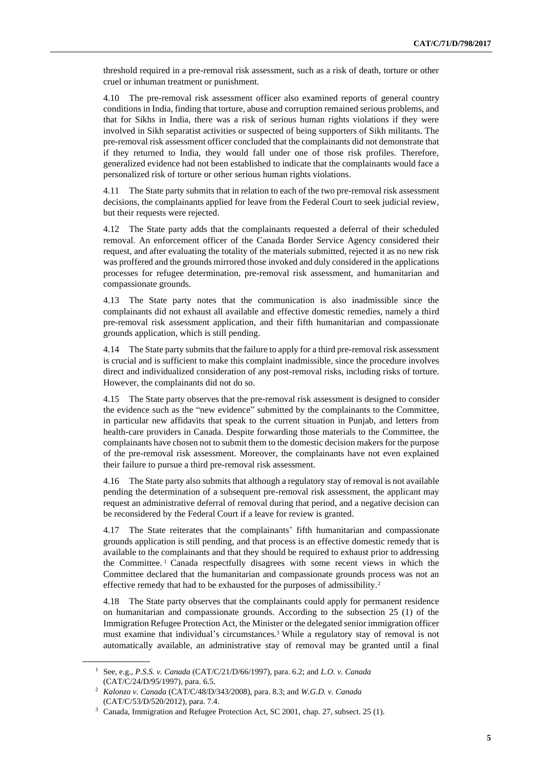threshold required in a pre-removal risk assessment, such as a risk of death, torture or other cruel or inhuman treatment or punishment.

4.10 The pre-removal risk assessment officer also examined reports of general country conditions in India, finding that torture, abuse and corruption remained serious problems, and that for Sikhs in India, there was a risk of serious human rights violations if they were involved in Sikh separatist activities or suspected of being supporters of Sikh militants. The pre-removal risk assessment officer concluded that the complainants did not demonstrate that if they returned to India, they would fall under one of those risk profiles. Therefore, generalized evidence had not been established to indicate that the complainants would face a personalized risk of torture or other serious human rights violations.

4.11 The State party submits that in relation to each of the two pre-removal risk assessment decisions, the complainants applied for leave from the Federal Court to seek judicial review, but their requests were rejected.

4.12 The State party adds that the complainants requested a deferral of their scheduled removal. An enforcement officer of the Canada Border Service Agency considered their request, and after evaluating the totality of the materials submitted, rejected it as no new risk was proffered and the grounds mirrored those invoked and duly considered in the applications processes for refugee determination, pre-removal risk assessment, and humanitarian and compassionate grounds.

4.13 The State party notes that the communication is also inadmissible since the complainants did not exhaust all available and effective domestic remedies, namely a third pre-removal risk assessment application, and their fifth humanitarian and compassionate grounds application, which is still pending.

4.14 The State party submits that the failure to apply for a third pre-removal risk assessment is crucial and is sufficient to make this complaint inadmissible, since the procedure involves direct and individualized consideration of any post-removal risks, including risks of torture. However, the complainants did not do so.

4.15 The State party observes that the pre-removal risk assessment is designed to consider the evidence such as the "new evidence" submitted by the complainants to the Committee, in particular new affidavits that speak to the current situation in Punjab, and letters from health-care providers in Canada. Despite forwarding those materials to the Committee, the complainants have chosen not to submit them to the domestic decision makers for the purpose of the pre-removal risk assessment. Moreover, the complainants have not even explained their failure to pursue a third pre-removal risk assessment.

4.16 The State party also submits that although a regulatory stay of removal is not available pending the determination of a subsequent pre-removal risk assessment, the applicant may request an administrative deferral of removal during that period, and a negative decision can be reconsidered by the Federal Court if a leave for review is granted.

4.17 The State reiterates that the complainants' fifth humanitarian and compassionate grounds application is still pending, and that process is an effective domestic remedy that is available to the complainants and that they should be required to exhaust prior to addressing the Committee.[1] Canada respectfully disagrees with some recent views in which the Committee declared that the humanitarian and compassionate grounds process was not an effective remedy that had to be exhausted for the purposes of admissibility.[2]

4.18 The State party observes that the complainants could apply for permanent residence on humanitarian and compassionate grounds. According to the subsection 25 (1) of the Immigration Refugee Protection Act, the Minister or the delegated senior immigration officer must examine that individual's circumstances.[3] While a regulatory stay of removal is not automatically available, an administrative stay of removal may be granted until a final

---

[1] See, e.g., *P.S.S. v. Canada* (CAT/C/21/D/66/1997), para. 6.2; and *L.O. v. Canada* (CAT/C/24/D/95/1997), para. 6.5.

[2] *Kalonzo v. Canada* (CAT/C/48/D/343/2008), para. 8.3; and *W.G.D. v. Canada* (CAT/C/53/D/520/2012), para. 7.4.

[3] Canada, Immigration and Refugee Protection Act, SC 2001, chap. 27, subsect. 25 (1).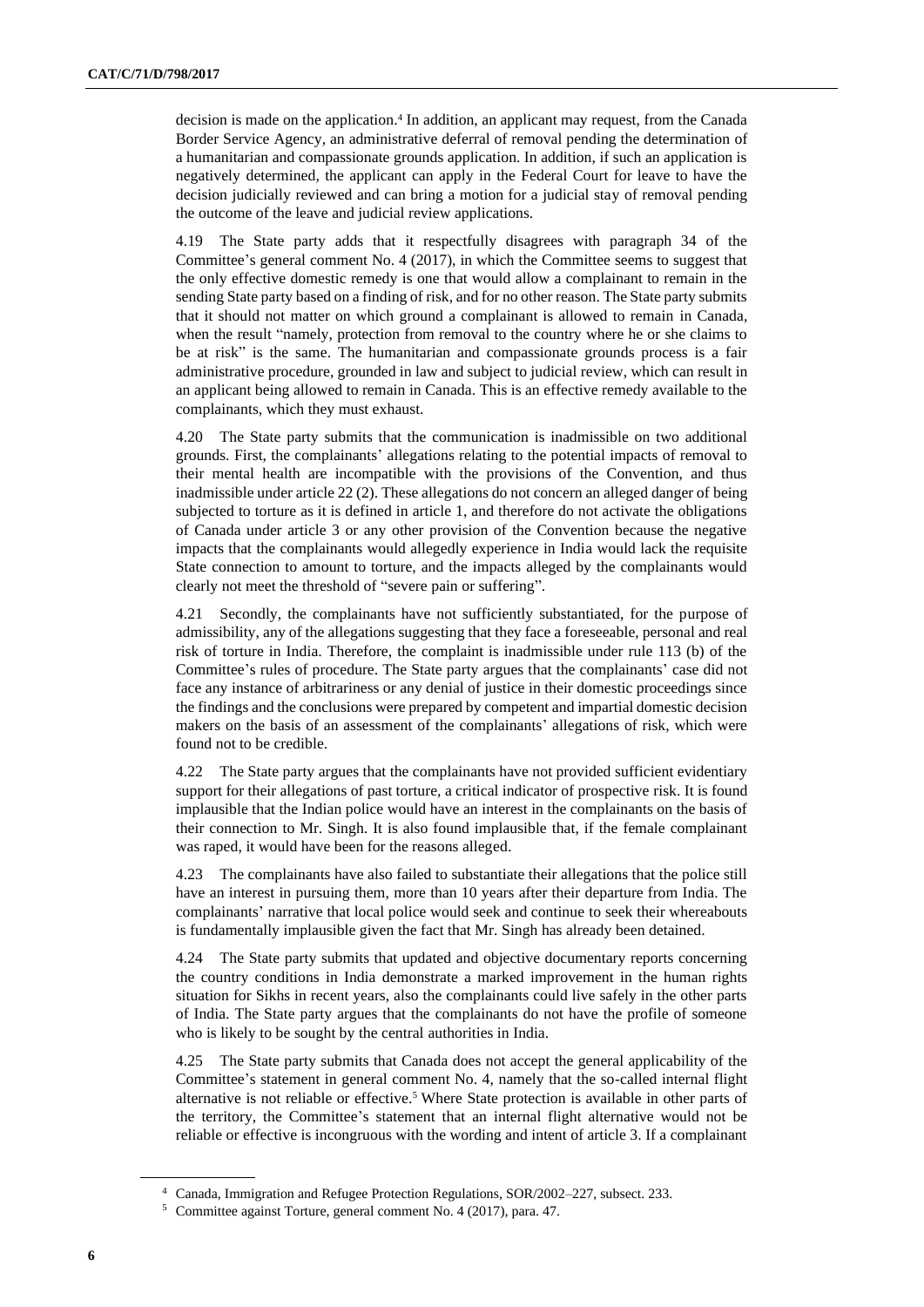decision is made on the application.[4] In addition, an applicant may request, from the Canada Border Service Agency, an administrative deferral of removal pending the determination of a humanitarian and compassionate grounds application. In addition, if such an application is negatively determined, the applicant can apply in the Federal Court for leave to have the decision judicially reviewed and can bring a motion for a judicial stay of removal pending the outcome of the leave and judicial review applications.

4.19 The State party adds that it respectfully disagrees with paragraph 34 of the Committee's general comment No. 4 (2017), in which the Committee seems to suggest that the only effective domestic remedy is one that would allow a complainant to remain in the sending State party based on a finding of risk, and for no other reason. The State party submits that it should not matter on which ground a complainant is allowed to remain in Canada, when the result "namely, protection from removal to the country where he or she claims to be at risk" is the same. The humanitarian and compassionate grounds process is a fair administrative procedure, grounded in law and subject to judicial review, which can result in an applicant being allowed to remain in Canada. This is an effective remedy available to the complainants, which they must exhaust.

4.20 The State party submits that the communication is inadmissible on two additional grounds. First, the complainants' allegations relating to the potential impacts of removal to their mental health are incompatible with the provisions of the Convention, and thus inadmissible under article 22 (2). These allegations do not concern an alleged danger of being subjected to torture as it is defined in article 1, and therefore do not activate the obligations of Canada under article 3 or any other provision of the Convention because the negative impacts that the complainants would allegedly experience in India would lack the requisite State connection to amount to torture, and the impacts alleged by the complainants would clearly not meet the threshold of "severe pain or suffering".

4.21 Secondly, the complainants have not sufficiently substantiated, for the purpose of admissibility, any of the allegations suggesting that they face a foreseeable, personal and real risk of torture in India. Therefore, the complaint is inadmissible under rule 113 (b) of the Committee's rules of procedure. The State party argues that the complainants' case did not face any instance of arbitrariness or any denial of justice in their domestic proceedings since the findings and the conclusions were prepared by competent and impartial domestic decision makers on the basis of an assessment of the complainants' allegations of risk, which were found not to be credible.

4.22 The State party argues that the complainants have not provided sufficient evidentiary support for their allegations of past torture, a critical indicator of prospective risk. It is found implausible that the Indian police would have an interest in the complainants on the basis of their connection to Mr. Singh. It is also found implausible that, if the female complainant was raped, it would have been for the reasons alleged.

4.23 The complainants have also failed to substantiate their allegations that the police still have an interest in pursuing them, more than 10 years after their departure from India. The complainants' narrative that local police would seek and continue to seek their whereabouts is fundamentally implausible given the fact that Mr. Singh has already been detained.

4.24 The State party submits that updated and objective documentary reports concerning the country conditions in India demonstrate a marked improvement in the human rights situation for Sikhs in recent years, also the complainants could live safely in the other parts of India. The State party argues that the complainants do not have the profile of someone who is likely to be sought by the central authorities in India.

4.25 The State party submits that Canada does not accept the general applicability of the Committee's statement in general comment No. 4, namely that the so-called internal flight alternative is not reliable or effective.[5] Where State protection is available in other parts of the territory, the Committee's statement that an internal flight alternative would not be reliable or effective is incongruous with the wording and intent of article 3. If a complainant

---

[4] Canada, Immigration and Refugee Protection Regulations, SOR/2002–227, subsect. 233.

[5] Committee against Torture, general comment No. 4 (2017), para. 47.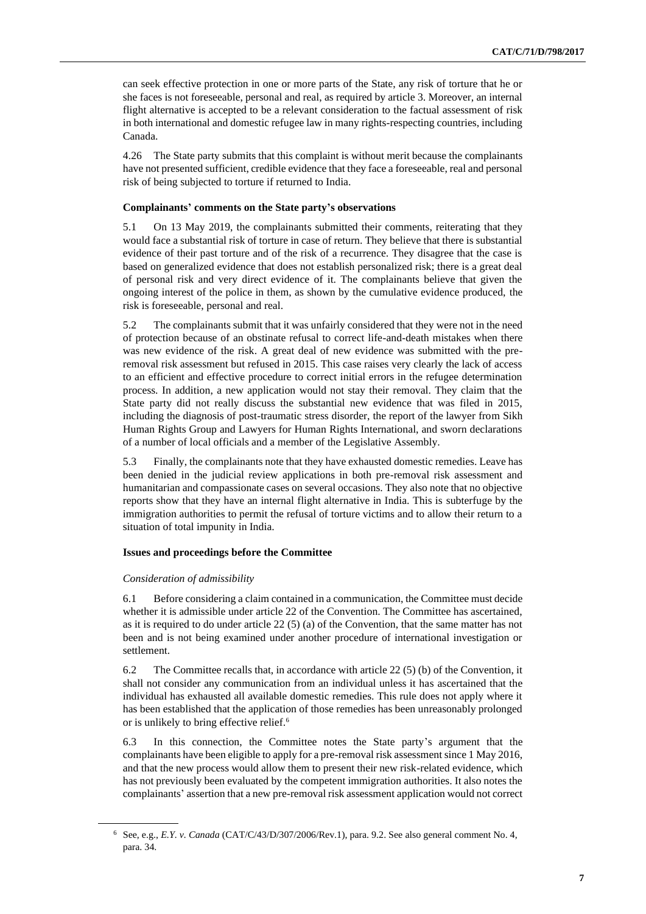can seek effective protection in one or more parts of the State, any risk of torture that he or she faces is not foreseeable, personal and real, as required by article 3. Moreover, an internal flight alternative is accepted to be a relevant consideration to the factual assessment of risk in both international and domestic refugee law in many rights-respecting countries, including Canada.

4.26 The State party submits that this complaint is without merit because the complainants have not presented sufficient, credible evidence that they face a foreseeable, real and personal risk of being subjected to torture if returned to India.

### Complainants' comments on the State party's observations

5.1 On 13 May 2019, the complainants submitted their comments, reiterating that they would face a substantial risk of torture in case of return. They believe that there is substantial evidence of their past torture and of the risk of a recurrence. They disagree that the case is based on generalized evidence that does not establish personalized risk; there is a great deal of personal risk and very direct evidence of it. The complainants believe that given the ongoing interest of the police in them, as shown by the cumulative evidence produced, the risk is foreseeable, personal and real.

5.2 The complainants submit that it was unfairly considered that they were not in the need of protection because of an obstinate refusal to correct life-and-death mistakes when there was new evidence of the risk. A great deal of new evidence was submitted with the pre-removal risk assessment but refused in 2015. This case raises very clearly the lack of access to an efficient and effective procedure to correct initial errors in the refugee determination process. In addition, a new application would not stay their removal. They claim that the State party did not really discuss the substantial new evidence that was filed in 2015, including the diagnosis of post-traumatic stress disorder, the report of the lawyer from Sikh Human Rights Group and Lawyers for Human Rights International, and sworn declarations of a number of local officials and a member of the Legislative Assembly.

5.3 Finally, the complainants note that they have exhausted domestic remedies. Leave has been denied in the judicial review applications in both pre-removal risk assessment and humanitarian and compassionate cases on several occasions. They also note that no objective reports show that they have an internal flight alternative in India. This is subterfuge by the immigration authorities to permit the refusal of torture victims and to allow their return to a situation of total impunity in India.

### Issues and proceedings before the Committee

*Consideration of admissibility*

6.1 Before considering a claim contained in a communication, the Committee must decide whether it is admissible under article 22 of the Convention. The Committee has ascertained, as it is required to do under article 22 (5) (a) of the Convention, that the same matter has not been and is not being examined under another procedure of international investigation or settlement.

6.2 The Committee recalls that, in accordance with article 22 (5) (b) of the Convention, it shall not consider any communication from an individual unless it has ascertained that the individual has exhausted all available domestic remedies. This rule does not apply where it has been established that the application of those remedies has been unreasonably prolonged or is unlikely to bring effective relief.[6]

6.3 In this connection, the Committee notes the State party's argument that the complainants have been eligible to apply for a pre-removal risk assessment since 1 May 2016, and that the new process would allow them to present their new risk-related evidence, which has not previously been evaluated by the competent immigration authorities. It also notes the complainants' assertion that a new pre-removal risk assessment application would not correct

[6] See, e.g., *E.Y. v. Canada* (CAT/C/43/D/307/2006/Rev.1), para. 9.2. See also general comment No. 4, para. 34.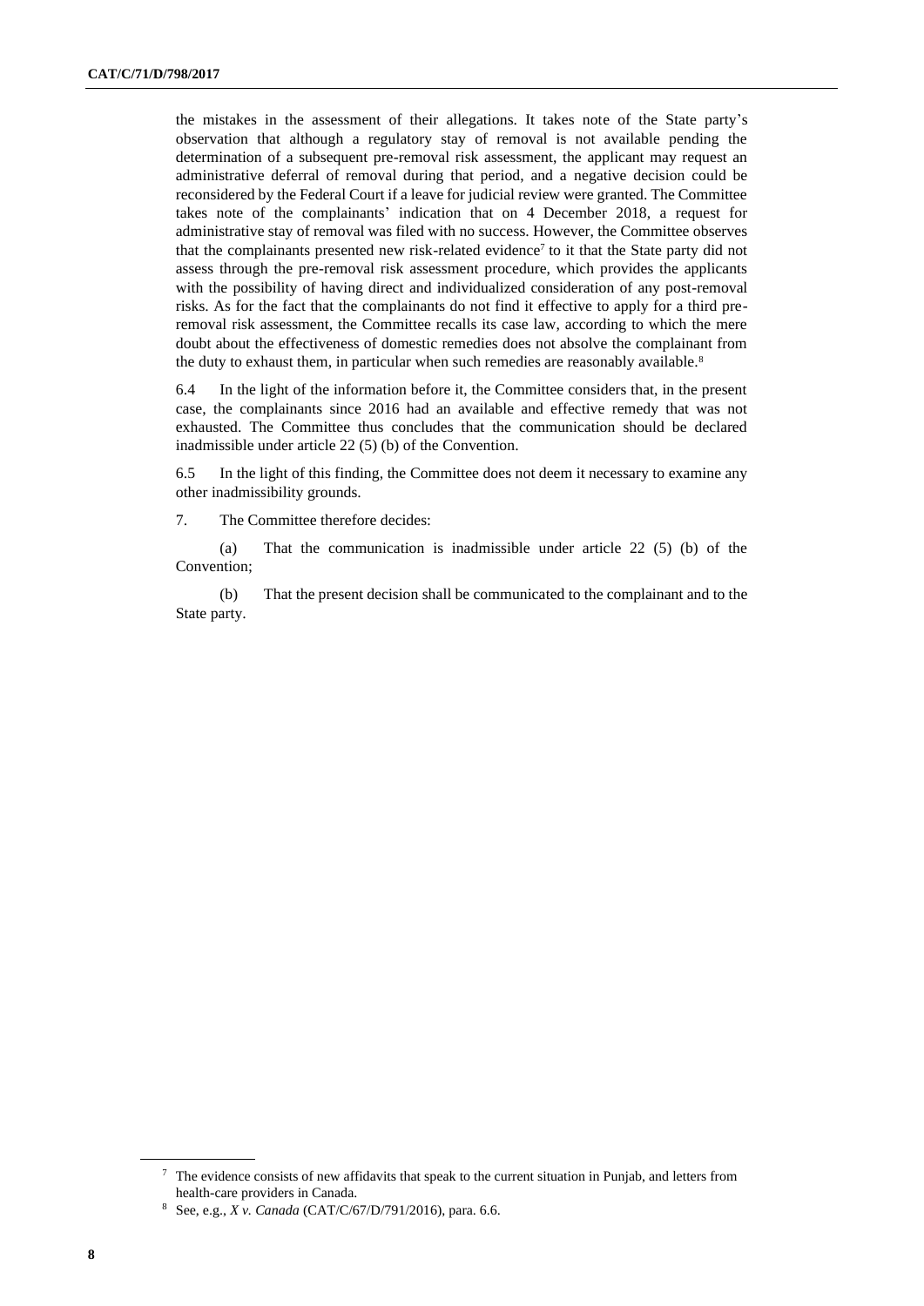the mistakes in the assessment of their allegations. It takes note of the State party's observation that although a regulatory stay of removal is not available pending the determination of a subsequent pre-removal risk assessment, the applicant may request an administrative deferral of removal during that period, and a negative decision could be reconsidered by the Federal Court if a leave for judicial review were granted. The Committee takes note of the complainants' indication that on 4 December 2018, a request for administrative stay of removal was filed with no success. However, the Committee observes that the complainants presented new risk-related evidence[7] to it that the State party did not assess through the pre-removal risk assessment procedure, which provides the applicants with the possibility of having direct and individualized consideration of any post-removal risks. As for the fact that the complainants do not find it effective to apply for a third pre-removal risk assessment, the Committee recalls its case law, according to which the mere doubt about the effectiveness of domestic remedies does not absolve the complainant from the duty to exhaust them, in particular when such remedies are reasonably available.[8]

6.4 In the light of the information before it, the Committee considers that, in the present case, the complainants since 2016 had an available and effective remedy that was not exhausted. The Committee thus concludes that the communication should be declared inadmissible under article 22 (5) (b) of the Convention.

6.5 In the light of this finding, the Committee does not deem it necessary to examine any other inadmissibility grounds.

7. The Committee therefore decides:

(a) That the communication is inadmissible under article 22 (5) (b) of the Convention;

(b) That the present decision shall be communicated to the complainant and to the State party.

---

[7] The evidence consists of new affidavits that speak to the current situation in Punjab, and letters from health-care providers in Canada.

[8] See, e.g., *X v. Canada* (CAT/C/67/D/791/2016), para. 6.6.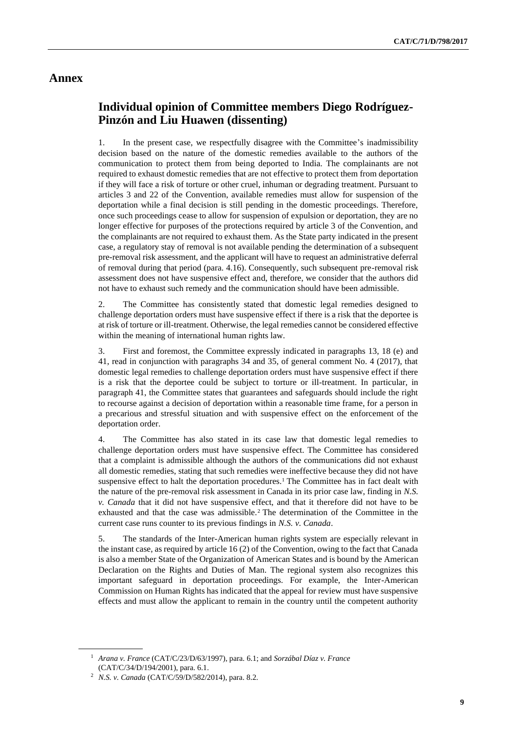# Annex

## Individual opinion of Committee members Diego Rodríguez-Pinzón and Liu Huawen (dissenting)

1. In the present case, we respectfully disagree with the Committee's inadmissibility decision based on the nature of the domestic remedies available to the authors of the communication to protect them from being deported to India. The complainants are not required to exhaust domestic remedies that are not effective to protect them from deportation if they will face a risk of torture or other cruel, inhuman or degrading treatment. Pursuant to articles 3 and 22 of the Convention, available remedies must allow for suspension of the deportation while a final decision is still pending in the domestic proceedings. Therefore, once such proceedings cease to allow for suspension of expulsion or deportation, they are no longer effective for purposes of the protections required by article 3 of the Convention, and the complainants are not required to exhaust them. As the State party indicated in the present case, a regulatory stay of removal is not available pending the determination of a subsequent pre-removal risk assessment, and the applicant will have to request an administrative deferral of removal during that period (para. 4.16). Consequently, such subsequent pre-removal risk assessment does not have suspensive effect and, therefore, we consider that the authors did not have to exhaust such remedy and the communication should have been admissible.

2. The Committee has consistently stated that domestic legal remedies designed to challenge deportation orders must have suspensive effect if there is a risk that the deportee is at risk of torture or ill-treatment. Otherwise, the legal remedies cannot be considered effective within the meaning of international human rights law.

3. First and foremost, the Committee expressly indicated in paragraphs 13, 18 (e) and 41, read in conjunction with paragraphs 34 and 35, of general comment No. 4 (2017), that domestic legal remedies to challenge deportation orders must have suspensive effect if there is a risk that the deportee could be subject to torture or ill-treatment. In particular, in paragraph 41, the Committee states that guarantees and safeguards should include the right to recourse against a decision of deportation within a reasonable time frame, for a person in a precarious and stressful situation and with suspensive effect on the enforcement of the deportation order.

4. The Committee has also stated in its case law that domestic legal remedies to challenge deportation orders must have suspensive effect. The Committee has considered that a complaint is admissible although the authors of the communications did not exhaust all domestic remedies, stating that such remedies were ineffective because they did not have suspensive effect to halt the deportation procedures.[1] The Committee has in fact dealt with the nature of the pre-removal risk assessment in Canada in its prior case law, finding in *N.S. v. Canada* that it did not have suspensive effect, and that it therefore did not have to be exhausted and that the case was admissible.[2] The determination of the Committee in the current case runs counter to its previous findings in *N.S. v. Canada*.

5. The standards of the Inter-American human rights system are especially relevant in the instant case, as required by article 16 (2) of the Convention, owing to the fact that Canada is also a member State of the Organization of American States and is bound by the American Declaration on the Rights and Duties of Man. The regional system also recognizes this important safeguard in deportation proceedings. For example, the Inter-American Commission on Human Rights has indicated that the appeal for review must have suspensive effects and must allow the applicant to remain in the country until the competent authority

---

[1] *Arana v. France* (CAT/C/23/D/63/1997), para. 6.1; and *Sorzábal Díaz v. France* (CAT/C/34/D/194/2001), para. 6.1.

[2] *N.S. v. Canada* (CAT/C/59/D/582/2014), para. 8.2.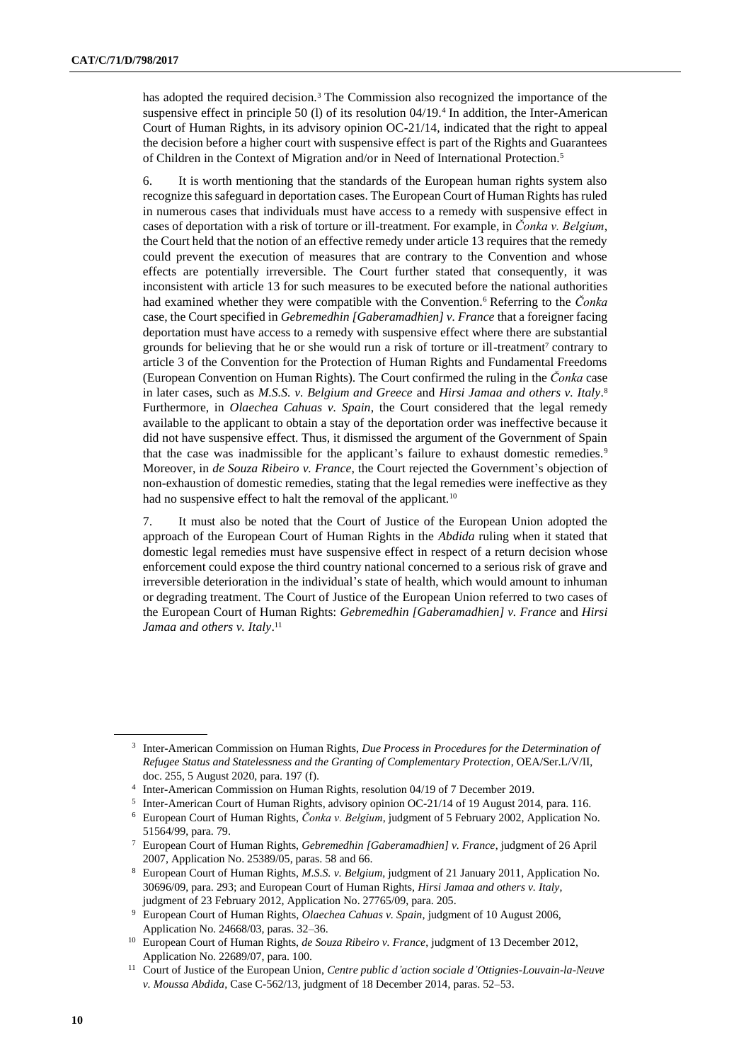has adopted the required decision.[3] The Commission also recognized the importance of the suspensive effect in principle 50 (l) of its resolution 04/19.[4] In addition, the Inter-American Court of Human Rights, in its advisory opinion OC-21/14, indicated that the right to appeal the decision before a higher court with suspensive effect is part of the Rights and Guarantees of Children in the Context of Migration and/or in Need of International Protection.[5]

6. It is worth mentioning that the standards of the European human rights system also recognize this safeguard in deportation cases. The European Court of Human Rights has ruled in numerous cases that individuals must have access to a remedy with suspensive effect in cases of deportation with a risk of torture or ill-treatment. For example, in *Čonka v. Belgium*, the Court held that the notion of an effective remedy under article 13 requires that the remedy could prevent the execution of measures that are contrary to the Convention and whose effects are potentially irreversible. The Court further stated that consequently, it was inconsistent with article 13 for such measures to be executed before the national authorities had examined whether they were compatible with the Convention.[6] Referring to the *Čonka* case, the Court specified in *Gebremedhin [Gaberamadhien] v. France* that a foreigner facing deportation must have access to a remedy with suspensive effect where there are substantial grounds for believing that he or she would run a risk of torture or ill-treatment[7] contrary to article 3 of the Convention for the Protection of Human Rights and Fundamental Freedoms (European Convention on Human Rights). The Court confirmed the ruling in the *Čonka* case in later cases, such as *M.S.S. v. Belgium and Greece* and *Hirsi Jamaa and others v. Italy*.[8] Furthermore, in *Olaechea Cahuas v. Spain*, the Court considered that the legal remedy available to the applicant to obtain a stay of the deportation order was ineffective because it did not have suspensive effect. Thus, it dismissed the argument of the Government of Spain that the case was inadmissible for the applicant's failure to exhaust domestic remedies.[9] Moreover, in *de Souza Ribeiro v. France*, the Court rejected the Government's objection of non-exhaustion of domestic remedies, stating that the legal remedies were ineffective as they had no suspensive effect to halt the removal of the applicant.[10]

7. It must also be noted that the Court of Justice of the European Union adopted the approach of the European Court of Human Rights in the *Abdida* ruling when it stated that domestic legal remedies must have suspensive effect in respect of a return decision whose enforcement could expose the third country national concerned to a serious risk of grave and irreversible deterioration in the individual's state of health, which would amount to inhuman or degrading treatment. The Court of Justice of the European Union referred to two cases of the European Court of Human Rights: *Gebremedhin [Gaberamadhien] v. France* and *Hirsi Jamaa and others v. Italy*.[11]

---

[3] Inter-American Commission on Human Rights, *Due Process in Procedures for the Determination of Refugee Status and Statelessness and the Granting of Complementary Protection*, OEA/Ser.L/V/II, doc. 255, 5 August 2020, para. 197 (f).

[4] Inter-American Commission on Human Rights, resolution 04/19 of 7 December 2019.

[5] Inter-American Court of Human Rights, advisory opinion OC-21/14 of 19 August 2014, para. 116.

[6] European Court of Human Rights, *Čonka v. Belgium*, judgment of 5 February 2002, Application No. 51564/99, para. 79.

[7] European Court of Human Rights, *Gebremedhin [Gaberamadhien] v. France*, judgment of 26 April 2007, Application No. 25389/05, paras. 58 and 66.

[8] European Court of Human Rights, *M.S.S. v. Belgium*, judgment of 21 January 2011, Application No. 30696/09, para. 293; and European Court of Human Rights, *Hirsi Jamaa and others v. Italy*, judgment of 23 February 2012, Application No. 27765/09, para. 205.

[9] European Court of Human Rights, *Olaechea Cahuas v. Spain*, judgment of 10 August 2006, Application No. 24668/03, paras. 32–36.

[10] European Court of Human Rights, *de Souza Ribeiro v. France*, judgment of 13 December 2012, Application No. 22689/07, para. 100.

[11] Court of Justice of the European Union, *Centre public d'action sociale d'Ottignies-Louvain-la-Neuve v. Moussa Abdida*, Case C-562/13, judgment of 18 December 2014, paras. 52–53.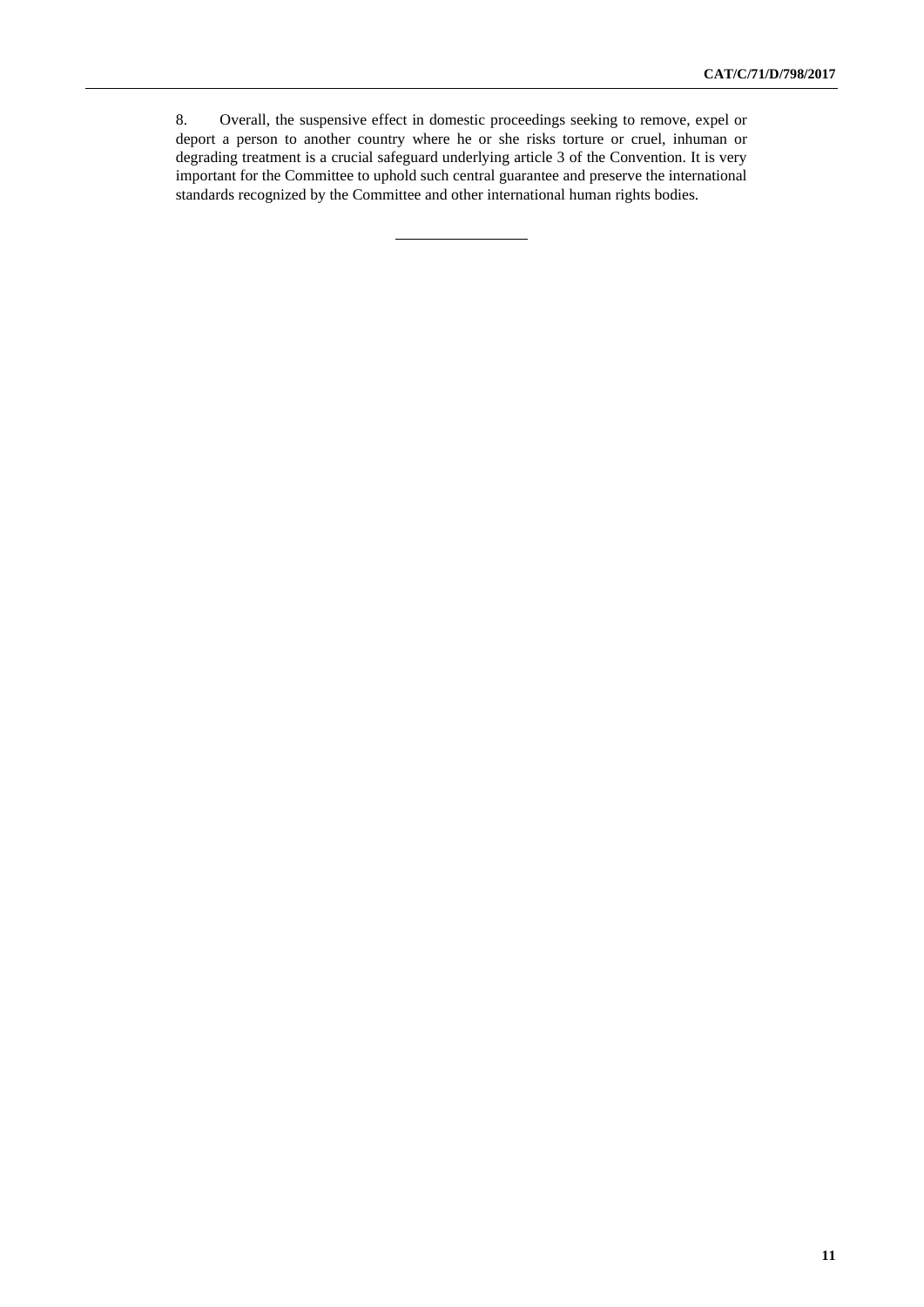8. Overall, the suspensive effect in domestic proceedings seeking to remove, expel or deport a person to another country where he or she risks torture or cruel, inhuman or degrading treatment is a crucial safeguard underlying article 3 of the Convention. It is very important for the Committee to uphold such central guarantee and preserve the international standards recognized by the Committee and other international human rights bodies.